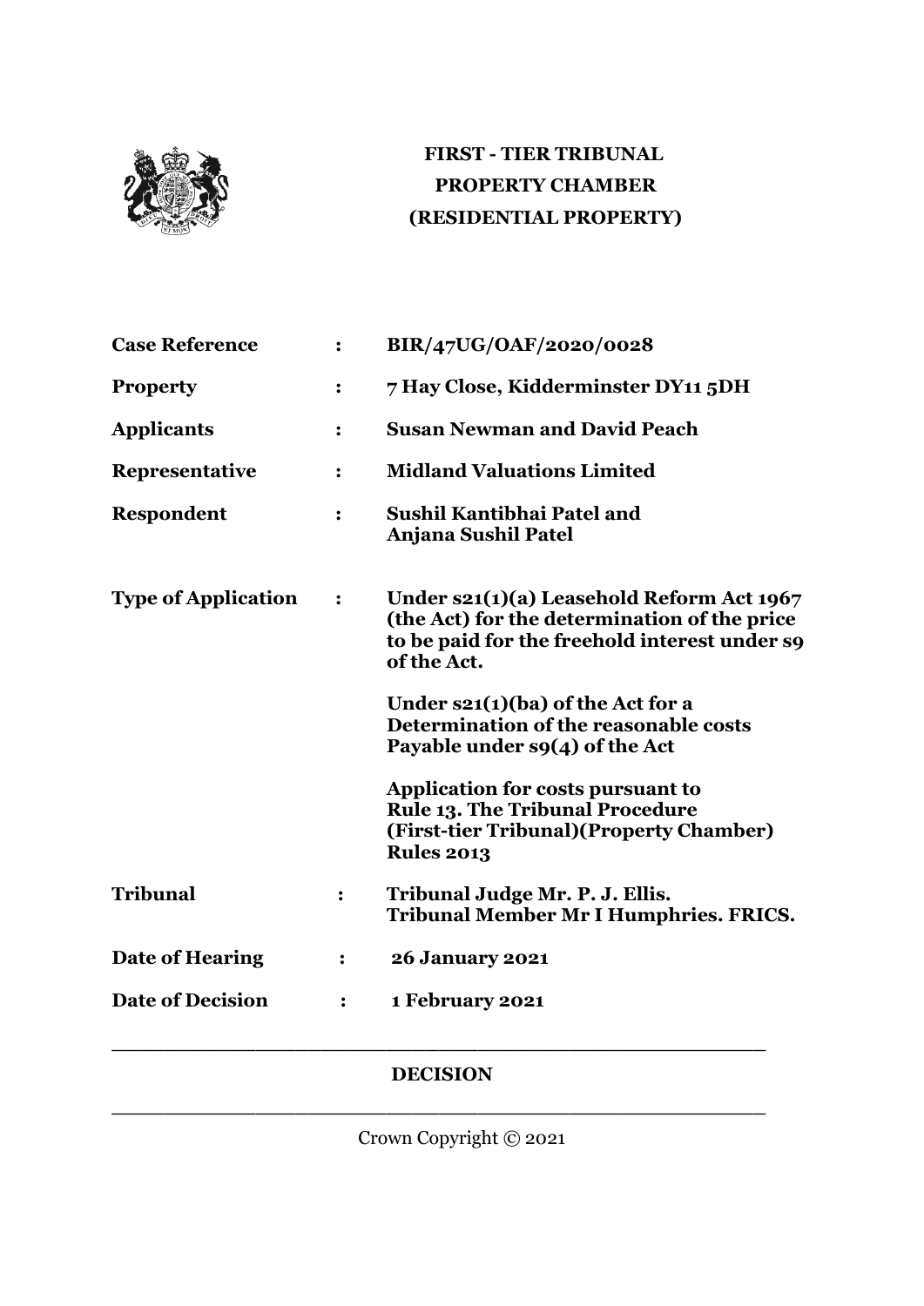**FIRST - TIER TRIBUNAL**
**PROPERTY CHAMBER**
**(RESIDENTIAL PROPERTY)**

| | | |
|---|---|---|
| **Case Reference** | **:** | **BIR/47UG/OAF/2020/0028** |
| **Property** | **:** | **7 Hay Close, Kidderminster DY11 5DH** |
| **Applicants** | **:** | **Susan Newman and David Peach** |
| **Representative** | **:** | **Midland Valuations Limited** |
| **Respondent** | **:** | **Sushil Kantibhai Patel and Anjana Sushil Patel** |
| **Type of Application** | **:** | **Under s21(1)(a) Leasehold Reform Act 1967 (the Act) for the determination of the price to be paid for the freehold interest under s9 of the Act.**<br><br>**Under s21(1)(ba) of the Act for a Determination of the reasonable costs Payable under s9(4) of the Act**<br><br>**Application for costs pursuant to Rule 13. The Tribunal Procedure (First-tier Tribunal)(Property Chamber) Rules 2013** |
| **Tribunal** | **:** | **Tribunal Judge Mr. P. J. Ellis.**<br>**Tribunal Member Mr I Humphries. FRICS.** |
| **Date of Hearing** | **:** | **26 January 2021** |
| **Date of Decision** | **:** | **1 February 2021** |

---

**DECISION**

---

Crown Copyright © 2021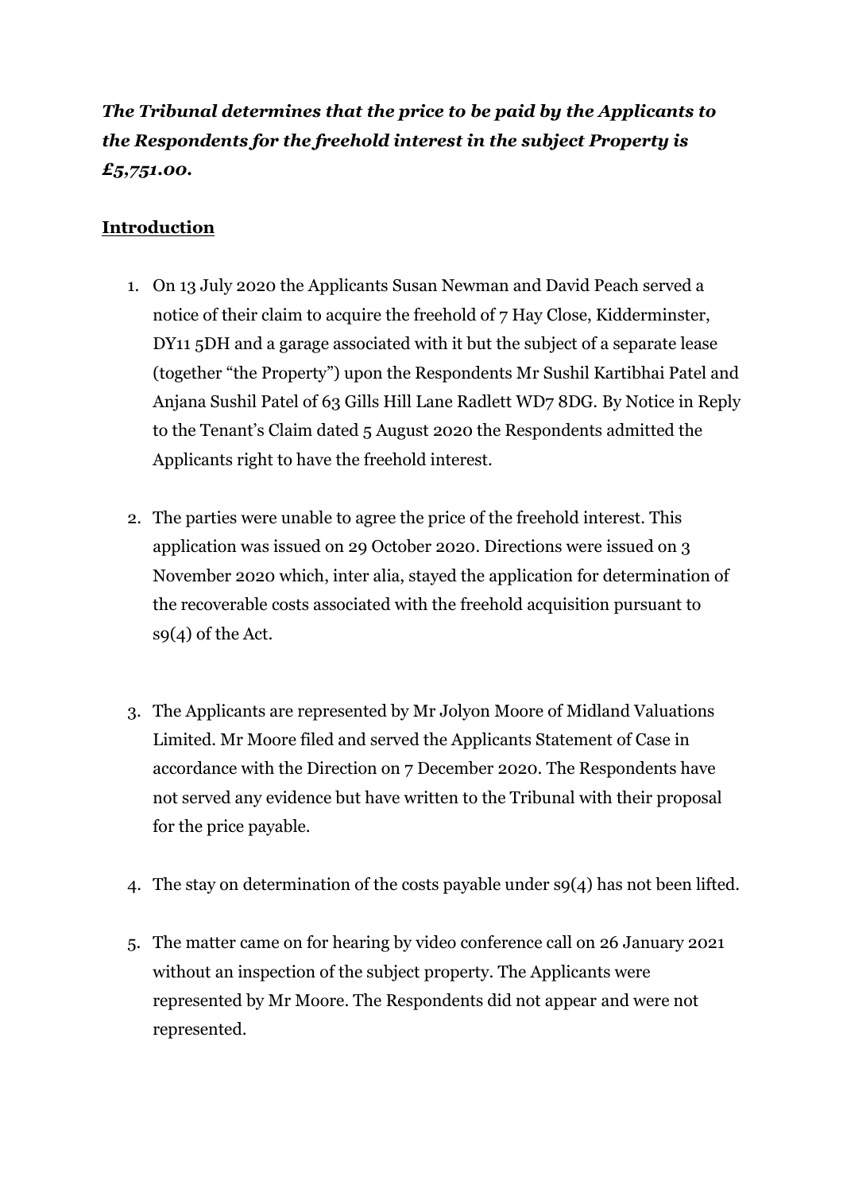***The Tribunal determines that the price to be paid by the Applicants to the Respondents for the freehold interest in the subject Property is £5,751.00.***

## Introduction

1. On 13 July 2020 the Applicants Susan Newman and David Peach served a notice of their claim to acquire the freehold of 7 Hay Close, Kidderminster, DY11 5DH and a garage associated with it but the subject of a separate lease (together "the Property") upon the Respondents Mr Sushil Kartibhai Patel and Anjana Sushil Patel of 63 Gills Hill Lane Radlett WD7 8DG. By Notice in Reply to the Tenant's Claim dated 5 August 2020 the Respondents admitted the Applicants right to have the freehold interest.

2. The parties were unable to agree the price of the freehold interest. This application was issued on 29 October 2020. Directions were issued on 3 November 2020 which, inter alia, stayed the application for determination of the recoverable costs associated with the freehold acquisition pursuant to s9(4) of the Act.

3. The Applicants are represented by Mr Jolyon Moore of Midland Valuations Limited. Mr Moore filed and served the Applicants Statement of Case in accordance with the Direction on 7 December 2020. The Respondents have not served any evidence but have written to the Tribunal with their proposal for the price payable.

4. The stay on determination of the costs payable under s9(4) has not been lifted.

5. The matter came on for hearing by video conference call on 26 January 2021 without an inspection of the subject property. The Applicants were represented by Mr Moore. The Respondents did not appear and were not represented.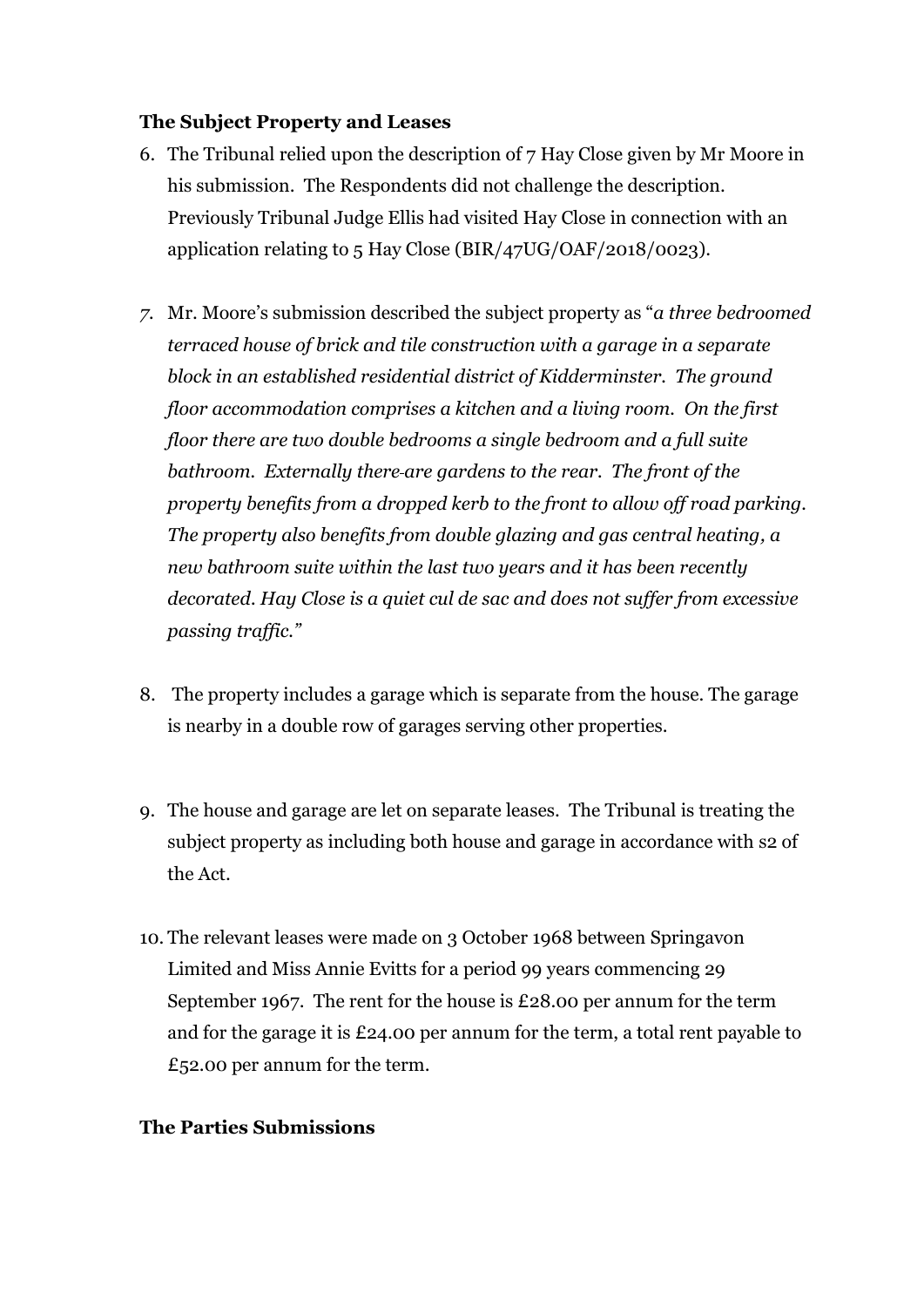**The Subject Property and Leases**

6. The Tribunal relied upon the description of 7 Hay Close given by Mr Moore in his submission. The Respondents did not challenge the description. Previously Tribunal Judge Ellis had visited Hay Close in connection with an application relating to 5 Hay Close (BIR/47UG/OAF/2018/0023).

7. Mr. Moore's submission described the subject property as "*a three bedroomed terraced house of brick and tile construction with a garage in a separate block in an established residential district of Kidderminster. The ground floor accommodation comprises a kitchen and a living room. On the first floor there are two double bedrooms a single bedroom and a full suite bathroom. Externally there are gardens to the rear. The front of the property benefits from a dropped kerb to the front to allow off road parking. The property also benefits from double glazing and gas central heating, a new bathroom suite within the last two years and it has been recently decorated. Hay Close is a quiet cul de sac and does not suffer from excessive passing traffic.*"

8. The property includes a garage which is separate from the house. The garage is nearby in a double row of garages serving other properties.

9. The house and garage are let on separate leases. The Tribunal is treating the subject property as including both house and garage in accordance with s2 of the Act.

10. The relevant leases were made on 3 October 1968 between Springavon Limited and Miss Annie Evitts for a period 99 years commencing 29 September 1967. The rent for the house is £28.00 per annum for the term and for the garage it is £24.00 per annum for the term, a total rent payable to £52.00 per annum for the term.

**The Parties Submissions**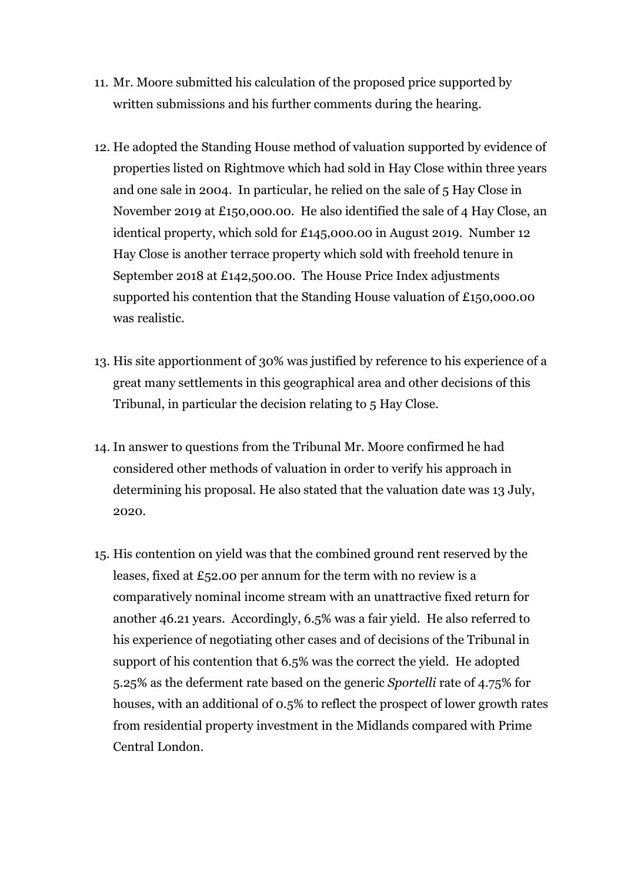11. Mr. Moore submitted his calculation of the proposed price supported by written submissions and his further comments during the hearing.

12. He adopted the Standing House method of valuation supported by evidence of properties listed on Rightmove which had sold in Hay Close within three years and one sale in 2004. In particular, he relied on the sale of 5 Hay Close in November 2019 at £150,000.00. He also identified the sale of 4 Hay Close, an identical property, which sold for £145,000.00 in August 2019. Number 12 Hay Close is another terrace property which sold with freehold tenure in September 2018 at £142,500.00. The House Price Index adjustments supported his contention that the Standing House valuation of £150,000.00 was realistic.

13. His site apportionment of 30% was justified by reference to his experience of a great many settlements in this geographical area and other decisions of this Tribunal, in particular the decision relating to 5 Hay Close.

14. In answer to questions from the Tribunal Mr. Moore confirmed he had considered other methods of valuation in order to verify his approach in determining his proposal. He also stated that the valuation date was 13 July, 2020.

15. His contention on yield was that the combined ground rent reserved by the leases, fixed at £52.00 per annum for the term with no review is a comparatively nominal income stream with an unattractive fixed return for another 46.21 years. Accordingly, 6.5% was a fair yield. He also referred to his experience of negotiating other cases and of decisions of the Tribunal in support of his contention that 6.5% was the correct the yield. He adopted 5.25% as the deferment rate based on the generic *Sportelli* rate of 4.75% for houses, with an additional of 0.5% to reflect the prospect of lower growth rates from residential property investment in the Midlands compared with Prime Central London.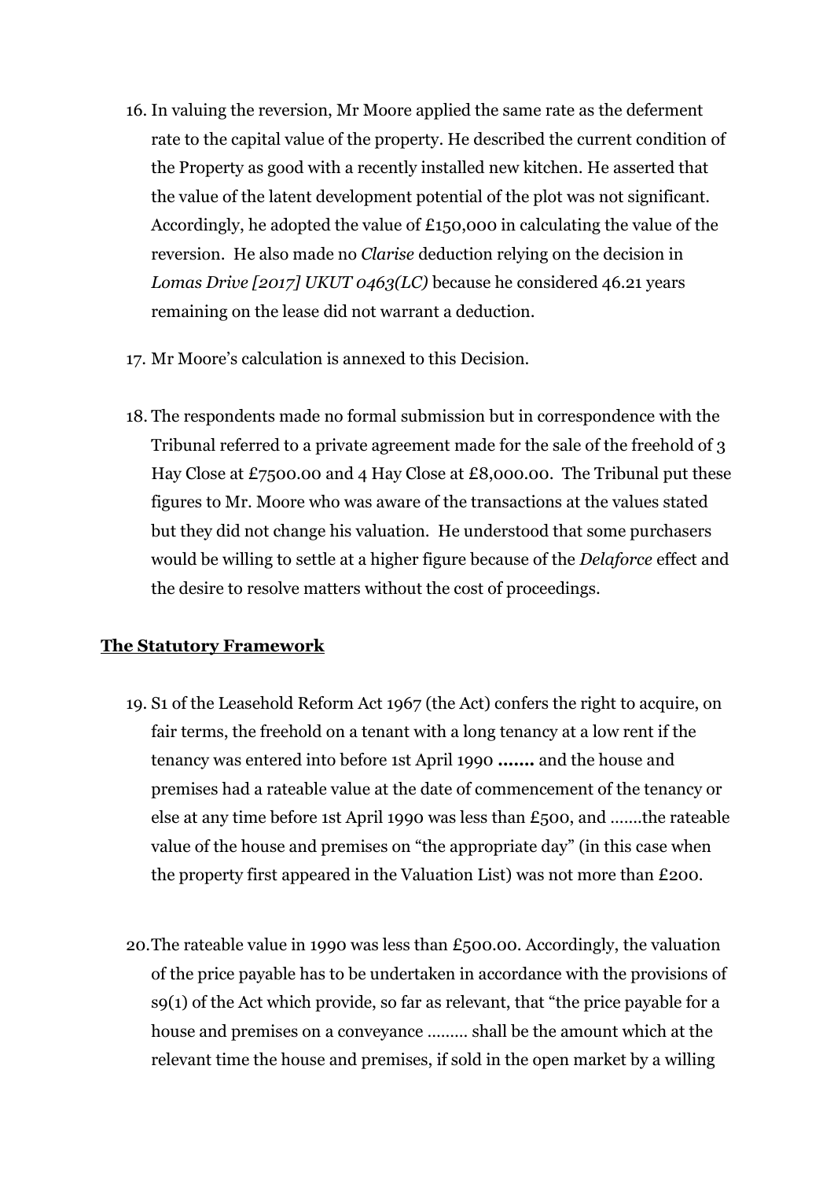16. In valuing the reversion, Mr Moore applied the same rate as the deferment rate to the capital value of the property. He described the current condition of the Property as good with a recently installed new kitchen. He asserted that the value of the latent development potential of the plot was not significant. Accordingly, he adopted the value of £150,000 in calculating the value of the reversion. He also made no *Clarise* deduction relying on the decision in *Lomas Drive [2017] UKUT 0463(LC)* because he considered 46.21 years remaining on the lease did not warrant a deduction.

17. Mr Moore's calculation is annexed to this Decision.

18. The respondents made no formal submission but in correspondence with the Tribunal referred to a private agreement made for the sale of the freehold of 3 Hay Close at £7500.00 and 4 Hay Close at £8,000.00. The Tribunal put these figures to Mr. Moore who was aware of the transactions at the values stated but they did not change his valuation. He understood that some purchasers would be willing to settle at a higher figure because of the *Delaforce* effect and the desire to resolve matters without the cost of proceedings.

## The Statutory Framework

19. S1 of the Leasehold Reform Act 1967 (the Act) confers the right to acquire, on fair terms, the freehold on a tenant with a long tenancy at a low rent if the tenancy was entered into before 1st April 1990 **…….** and the house and premises had a rateable value at the date of commencement of the tenancy or else at any time before 1st April 1990 was less than £500, and …….the rateable value of the house and premises on "the appropriate day" (in this case when the property first appeared in the Valuation List) was not more than £200.

20. The rateable value in 1990 was less than £500.00. Accordingly, the valuation of the price payable has to be undertaken in accordance with the provisions of s9(1) of the Act which provide, so far as relevant, that "the price payable for a house and premises on a conveyance ……… shall be the amount which at the relevant time the house and premises, if sold in the open market by a willing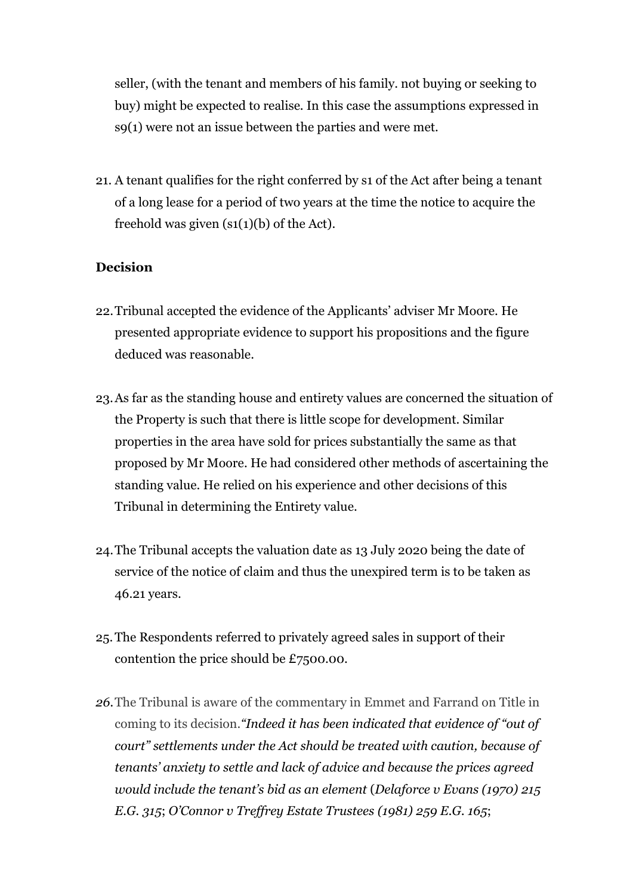seller, (with the tenant and members of his family. not buying or seeking to buy) might be expected to realise. In this case the assumptions expressed in s9(1) were not an issue between the parties and were met.

21. A tenant qualifies for the right conferred by s1 of the Act after being a tenant of a long lease for a period of two years at the time the notice to acquire the freehold was given (s1(1)(b) of the Act).

**Decision**

22. Tribunal accepted the evidence of the Applicants' adviser Mr Moore. He presented appropriate evidence to support his propositions and the figure deduced was reasonable.

23. As far as the standing house and entirety values are concerned the situation of the Property is such that there is little scope for development. Similar properties in the area have sold for prices substantially the same as that proposed by Mr Moore. He had considered other methods of ascertaining the standing value. He relied on his experience and other decisions of this Tribunal in determining the Entirety value.

24. The Tribunal accepts the valuation date as 13 July 2020 being the date of service of the notice of claim and thus the unexpired term is to be taken as 46.21 years.

25. The Respondents referred to privately agreed sales in support of their contention the price should be £7500.00.

26. The Tribunal is aware of the commentary in Emmet and Farrand on Title in coming to its decision.*"Indeed it has been indicated that evidence of "out of court" settlements under the Act should be treated with caution, because of tenants' anxiety to settle and lack of advice and because the prices agreed would include the tenant's bid as an element* (*Delaforce v Evans (1970) 215 E.G. 315*; *O'Connor v Treffrey Estate Trustees (1981) 259 E.G. 165*;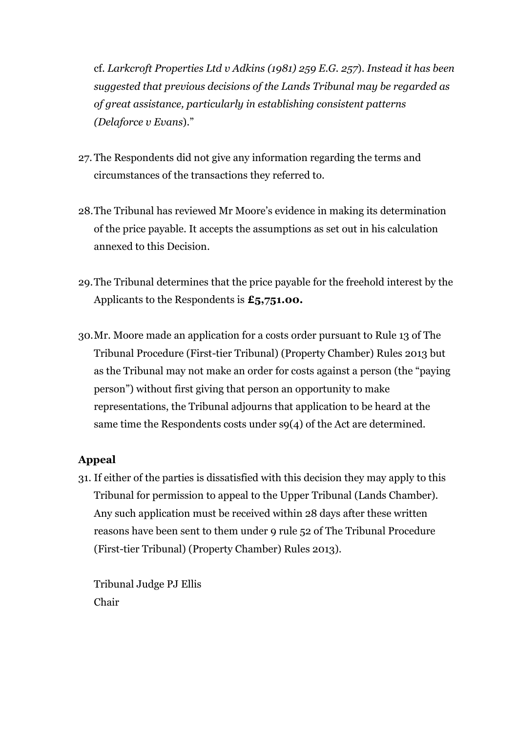cf. *Larkcroft Properties Ltd v Adkins (1981) 259 E.G. 257*). *Instead it has been suggested that previous decisions of the Lands Tribunal may be regarded as of great assistance, particularly in establishing consistent patterns (Delaforce v Evans*)."

27. The Respondents did not give any information regarding the terms and circumstances of the transactions they referred to.

28. The Tribunal has reviewed Mr Moore's evidence in making its determination of the price payable. It accepts the assumptions as set out in his calculation annexed to this Decision.

29. The Tribunal determines that the price payable for the freehold interest by the Applicants to the Respondents is **£5,751.00.**

30. Mr. Moore made an application for a costs order pursuant to Rule 13 of The Tribunal Procedure (First-tier Tribunal) (Property Chamber) Rules 2013 but as the Tribunal may not make an order for costs against a person (the "paying person") without first giving that person an opportunity to make representations, the Tribunal adjourns that application to be heard at the same time the Respondents costs under s9(4) of the Act are determined.

### Appeal

31. If either of the parties is dissatisfied with this decision they may apply to this Tribunal for permission to appeal to the Upper Tribunal (Lands Chamber). Any such application must be received within 28 days after these written reasons have been sent to them under 9 rule 52 of The Tribunal Procedure (First-tier Tribunal) (Property Chamber) Rules 2013).

Tribunal Judge PJ Ellis
Chair